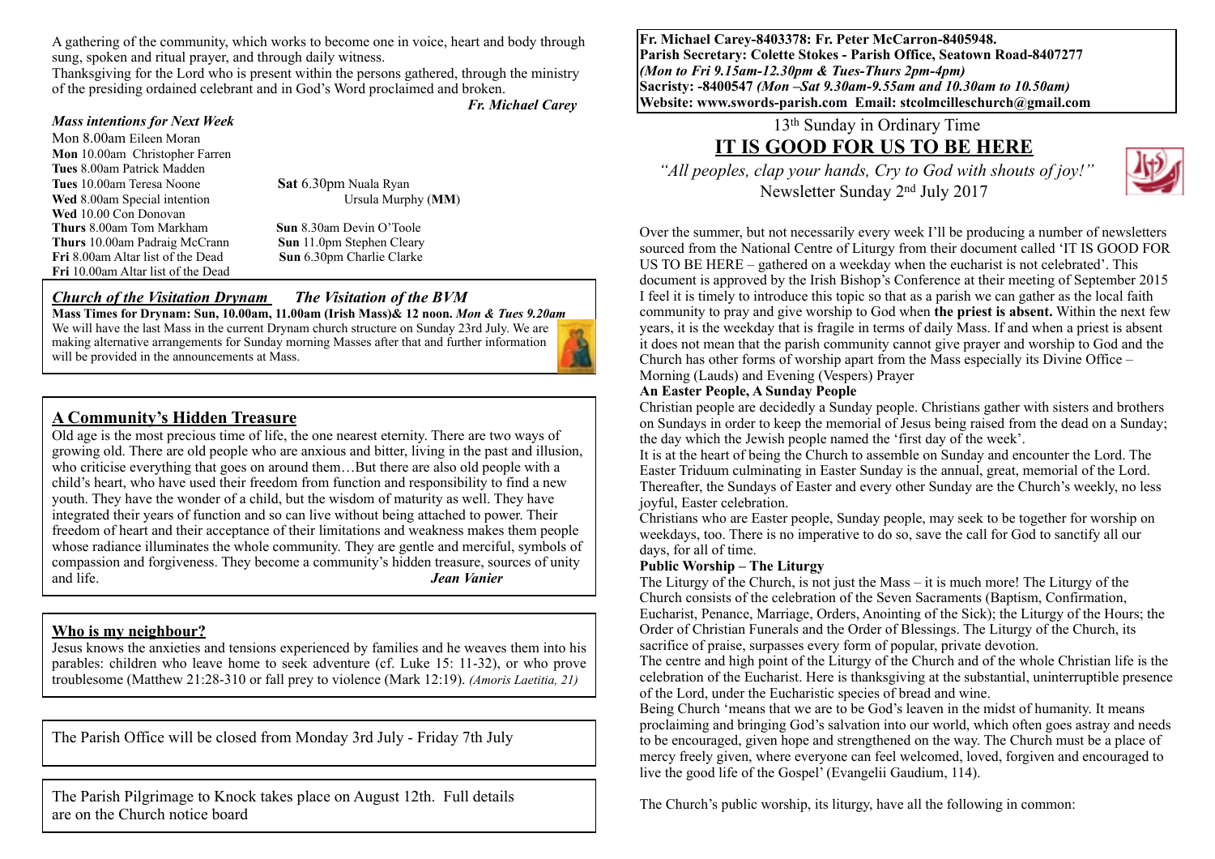A gathering of the community, which works to become one in voice, heart and body through sung, spoken and ritual prayer, and through daily witness.

Thanksgiving for the Lord who is present within the persons gathered, through the ministry of the presiding ordained celebrant and in God's Word proclaimed and broken.

*Fr. Michael Carey*

### *Mass intentions for Next Week*

Mon 8.00am Eileen Moran
**Mon** 10.00am Christopher Farren
**Tues** 8.00am Patrick Madden
**Tues** 10.00am Teresa Noone
**Wed** 8.00am Special intention
**Wed** 10.00 Con Donovan
**Thurs** 8.00am Tom Markham
**Thurs** 10.00am Padraig McCrann
**Fri** 8.00am Altar list of the Dead
**Fri** 10.00am Altar list of the Dead
**Sat** 6.30pm Nuala Ryan
Ursula Murphy (**MM**)
**Sun** 8.30am Devin O'Toole
**Sun** 11.0pm Stephen Cleary
**Sun** 6.30pm Charlie Clarke

### *Church of the Visitation Drynam* *The Visitation of the BVM*

**Mass Times for Drynam: Sun, 10.00am, 11.00am (Irish Mass)& 12 noon.** ***Mon & Tues 9.20am***

We will have the last Mass in the current Drynam church structure on Sunday 23rd July. We are making alternative arrangements for Sunday morning Masses after that and further information will be provided in the announcements at Mass.

## A Community's Hidden Treasure

Old age is the most precious time of life, the one nearest eternity. There are two ways of growing old. There are old people who are anxious and bitter, living in the past and illusion, who criticise everything that goes on around them…But there are also old people with a child's heart, who have used their freedom from function and responsibility to find a new youth. They have the wonder of a child, but the wisdom of maturity as well. They have integrated their years of function and so can live without being attached to power. Their freedom of heart and their acceptance of their limitations and weakness makes them people whose radiance illuminates the whole community. They are gentle and merciful, symbols of compassion and forgiveness. They become a community's hidden treasure, sources of unity and life. ***Jean Vanier***

## Who is my neighbour?

Jesus knows the anxieties and tensions experienced by families and he weaves them into his parables: children who leave home to seek adventure (cf. Luke 15: 11-32), or who prove troublesome (Matthew 21:28-310 or fall prey to violence (Mark 12:19). *(Amoris Laetitia, 21)*

The Parish Office will be closed from Monday 3rd July - Friday 7th July

The Parish Pilgrimage to Knock takes place on August 12th. Full details are on the Church notice board

**Fr. Michael Carey-8403378: Fr. Peter McCarron-8405948.**
**Parish Secretary: Colette Stokes - Parish Office, Seatown Road-8407277**
***(Mon to Fri 9.15am-12.30pm & Tues-Thurs 2pm-4pm)***
**Sacristy: -8400547** ***(Mon –Sat 9.30am-9.55am and 10.30am to 10.50am)***
**Website: www.swords-parish.com Email: stcolmcilleschurch@gmail.com**

13th Sunday in Ordinary Time

# IT IS GOOD FOR US TO BE HERE

*"All peoples, clap your hands, Cry to God with shouts of joy!"*

Newsletter Sunday 2nd July 2017

Over the summer, but not necessarily every week I'll be producing a number of newsletters sourced from the National Centre of Liturgy from their document called 'IT IS GOOD FOR US TO BE HERE – gathered on a weekday when the eucharist is not celebrated'. This document is approved by the Irish Bishop's Conference at their meeting of September 2015 I feel it is timely to introduce this topic so that as a parish we can gather as the local faith community to pray and give worship to God when **the priest is absent.** Within the next few years, it is the weekday that is fragile in terms of daily Mass. If and when a priest is absent it does not mean that the parish community cannot give prayer and worship to God and the Church has other forms of worship apart from the Mass especially its Divine Office – Morning (Lauds) and Evening (Vespers) Prayer

**An Easter People, A Sunday People**

Christian people are decidedly a Sunday people. Christians gather with sisters and brothers on Sundays in order to keep the memorial of Jesus being raised from the dead on a Sunday; the day which the Jewish people named the 'first day of the week'.

It is at the heart of being the Church to assemble on Sunday and encounter the Lord. The Easter Triduum culminating in Easter Sunday is the annual, great, memorial of the Lord. Thereafter, the Sundays of Easter and every other Sunday are the Church's weekly, no less joyful, Easter celebration.

Christians who are Easter people, Sunday people, may seek to be together for worship on weekdays, too. There is no imperative to do so, save the call for God to sanctify all our days, for all of time.

**Public Worship – The Liturgy**

The Liturgy of the Church, is not just the Mass – it is much more! The Liturgy of the Church consists of the celebration of the Seven Sacraments (Baptism, Confirmation, Eucharist, Penance, Marriage, Orders, Anointing of the Sick); the Liturgy of the Hours; the Order of Christian Funerals and the Order of Blessings. The Liturgy of the Church, its sacrifice of praise, surpasses every form of popular, private devotion.

The centre and high point of the Liturgy of the Church and of the whole Christian life is the celebration of the Eucharist. Here is thanksgiving at the substantial, uninterruptible presence of the Lord, under the Eucharistic species of bread and wine.

Being Church 'means that we are to be God's leaven in the midst of humanity. It means proclaiming and bringing God's salvation into our world, which often goes astray and needs to be encouraged, given hope and strengthened on the way. The Church must be a place of mercy freely given, where everyone can feel welcomed, loved, forgiven and encouraged to live the good life of the Gospel' (Evangelii Gaudium, 114).

The Church's public worship, its liturgy, have all the following in common: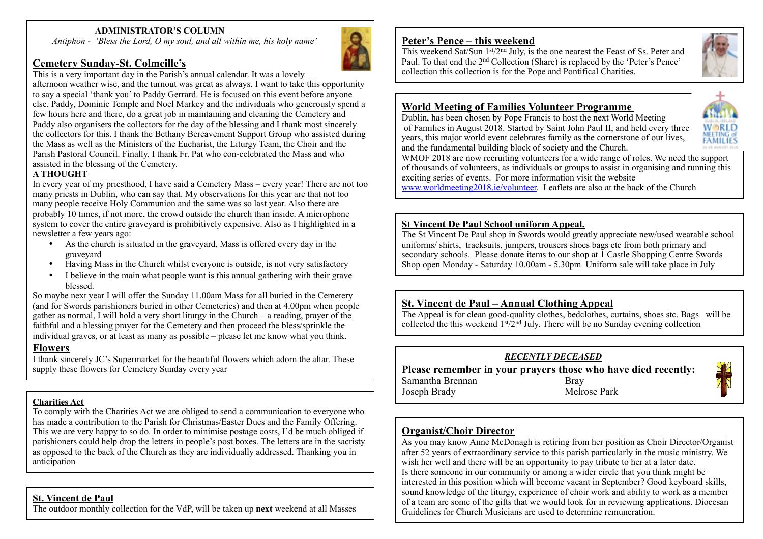## ADMINISTRATOR'S COLUMN

*Antiphon - 'Bless the Lord, O my soul, and all within me, his holy name'*

### Cemetery Sunday-St. Colmcille's

This is a very important day in the Parish's annual calendar. It was a lovely afternoon weather wise, and the turnout was great as always. I want to take this opportunity to say a special 'thank you' to Paddy Gerrard. He is focused on this event before anyone else. Paddy, Dominic Temple and Noel Markey and the individuals who generously spend a few hours here and there, do a great job in maintaining and cleaning the Cemetery and Paddy also organisers the collectors for the day of the blessing and I thank most sincerely the collectors for this. I thank the Bethany Bereavement Support Group who assisted during the Mass as well as the Ministers of the Eucharist, the Liturgy Team, the Choir and the Parish Pastoral Council. Finally, I thank Fr. Pat who con-celebrated the Mass and who assisted in the blessing of the Cemetery.

**A THOUGHT**

In every year of my priesthood, I have said a Cemetery Mass – every year! There are not too many priests in Dublin, who can say that. My observations for this year are that not too many people receive Holy Communion and the same was so last year. Also there are probably 10 times, if not more, the crowd outside the church than inside. A microphone system to cover the entire graveyard is prohibitively expensive. Also as I highlighted in a newsletter a few years ago:

- As the church is situated in the graveyard, Mass is offered every day in the graveyard
- Having Mass in the Church whilst everyone is outside, is not very satisfactory
- I believe in the main what people want is this annual gathering with their grave blessed.

So maybe next year I will offer the Sunday 11.00am Mass for all buried in the Cemetery (and for Swords parishioners buried in other Cemeteries) and then at 4.00pm when people gather as normal, I will hold a very short liturgy in the Church – a reading, prayer of the faithful and a blessing prayer for the Cemetery and then proceed the bless/sprinkle the individual graves, or at least as many as possible – please let me know what you think.

### Flowers

I thank sincerely JC's Supermarket for the beautiful flowers which adorn the altar. These supply these flowers for Cemetery Sunday every year

### Charities Act

To comply with the Charities Act we are obliged to send a communication to everyone who has made a contribution to the Parish for Christmas/Easter Dues and the Family Offering. This we are very happy to so do. In order to minimise postage costs, I'd be much obliged if parishioners could help drop the letters in people's post boxes. The letters are in the sacristy as opposed to the back of the Church as they are individually addressed. Thanking you in anticipation

### St. Vincent de Paul

The outdoor monthly collection for the VdP, will be taken up **next** weekend at all Masses

### Peter's Pence – this weekend

This weekend Sat/Sun 1st/2nd July, is the one nearest the Feast of Ss. Peter and Paul. To that end the 2nd Collection (Share) is replaced by the 'Peter's Pence' collection this collection is for the Pope and Pontifical Charities.

### World Meeting of Families Volunteer Programme

Dublin, has been chosen by Pope Francis to host the next World Meeting of Families in August 2018. Started by Saint John Paul II, and held every three years, this major world event celebrates family as the cornerstone of our lives, and the fundamental building block of society and the Church.

WMOF 2018 are now recruiting volunteers for a wide range of roles. We need the support of thousands of volunteers, as individuals or groups to assist in organising and running this exciting series of events. For more information visit the website www.worldmeeting2018.ie/volunteer. Leaflets are also at the back of the Church

### St Vincent De Paul School uniform Appeal.

The St Vincent De Paul shop in Swords would greatly appreciate new/used wearable school uniforms/ shirts, tracksuits, jumpers, trousers shoes bags etc from both primary and secondary schools. Please donate items to our shop at 1 Castle Shopping Centre Swords Shop open Monday - Saturday 10.00am - 5.30pm Uniform sale will take place in July

### St. Vincent de Paul – Annual Clothing Appeal

The Appeal is for clean good-quality clothes, bedclothes, curtains, shoes stc. Bags will be collected the this weekend 1st/2nd July. There will be no Sunday evening collection

### *RECENTLY DECEASED*

**Please remember in your prayers those who have died recently:**

| | |
|---|---|
| Samantha Brennan | Bray |
| Joseph Brady | Melrose Park |

### Organist/Choir Director

As you may know Anne McDonagh is retiring from her position as Choir Director/Organist after 52 years of extraordinary service to this parish particularly in the music ministry. We wish her well and there will be an opportunity to pay tribute to her at a later date.

Is there someone in our community or among a wider circle that you think might be interested in this position which will become vacant in September? Good keyboard skills, sound knowledge of the liturgy, experience of choir work and ability to work as a member of a team are some of the gifts that we would look for in reviewing applications. Diocesan Guidelines for Church Musicians are used to determine remuneration.